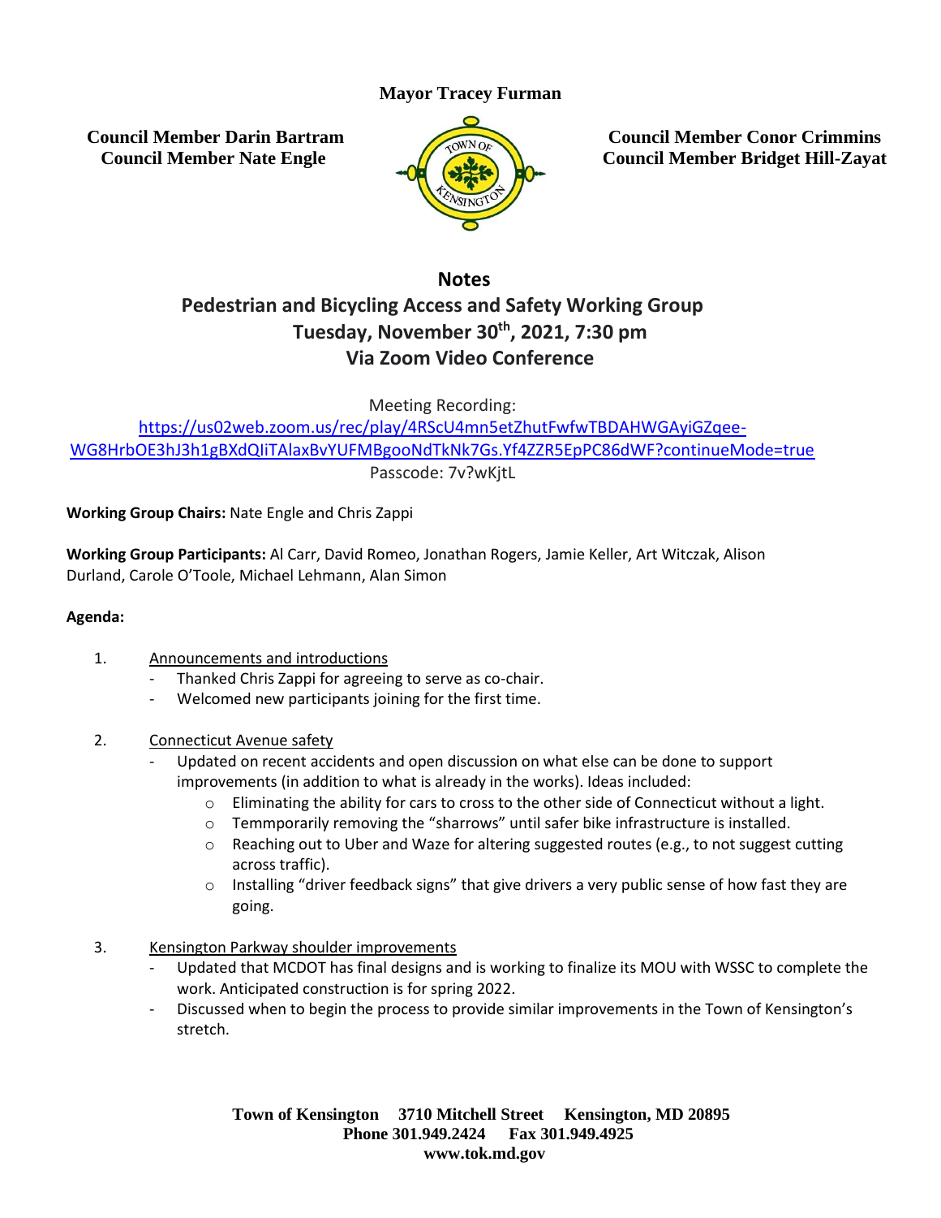**Mayor Tracey Furman**

**Council Member Darin Bartram**
**Council Member Nate Engle**

**Council Member Conor Crimmins**
**Council Member Bridget Hill-Zayat**

## Notes

## Pedestrian and Bicycling Access and Safety Working Group

## Tuesday, November 30th, 2021, 7:30 pm

## Via Zoom Video Conference

Meeting Recording:
https://us02web.zoom.us/rec/play/4RScU4mn5etZhutFwfwTBDAHWGAyiGZqee-WG8HrbOE3hJ3h1gBXdQIiTAlaxBvYUFMBgooNdTkNk7Gs.Yf4ZZR5EpPC86dWF?continueMode=true
Passcode: 7v?wKjtL

**Working Group Chairs:** Nate Engle and Chris Zappi

**Working Group Participants:** Al Carr, David Romeo, Jonathan Rogers, Jamie Keller, Art Witczak, Alison Durland, Carole O'Toole, Michael Lehmann, Alan Simon

**Agenda:**

1. Announcements and introductions
   - Thanked Chris Zappi for agreeing to serve as co-chair.
   - Welcomed new participants joining for the first time.

2. Connecticut Avenue safety
   - Updated on recent accidents and open discussion on what else can be done to support improvements (in addition to what is already in the works). Ideas included:
     - Eliminating the ability for cars to cross to the other side of Connecticut without a light.
     - Temmporarily removing the "sharrows" until safer bike infrastructure is installed.
     - Reaching out to Uber and Waze for altering suggested routes (e.g., to not suggest cutting across traffic).
     - Installing "driver feedback signs" that give drivers a very public sense of how fast they are going.

3. Kensington Parkway shoulder improvements
   - Updated that MCDOT has final designs and is working to finalize its MOU with WSSC to complete the work. Anticipated construction is for spring 2022.
   - Discussed when to begin the process to provide similar improvements in the Town of Kensington's stretch.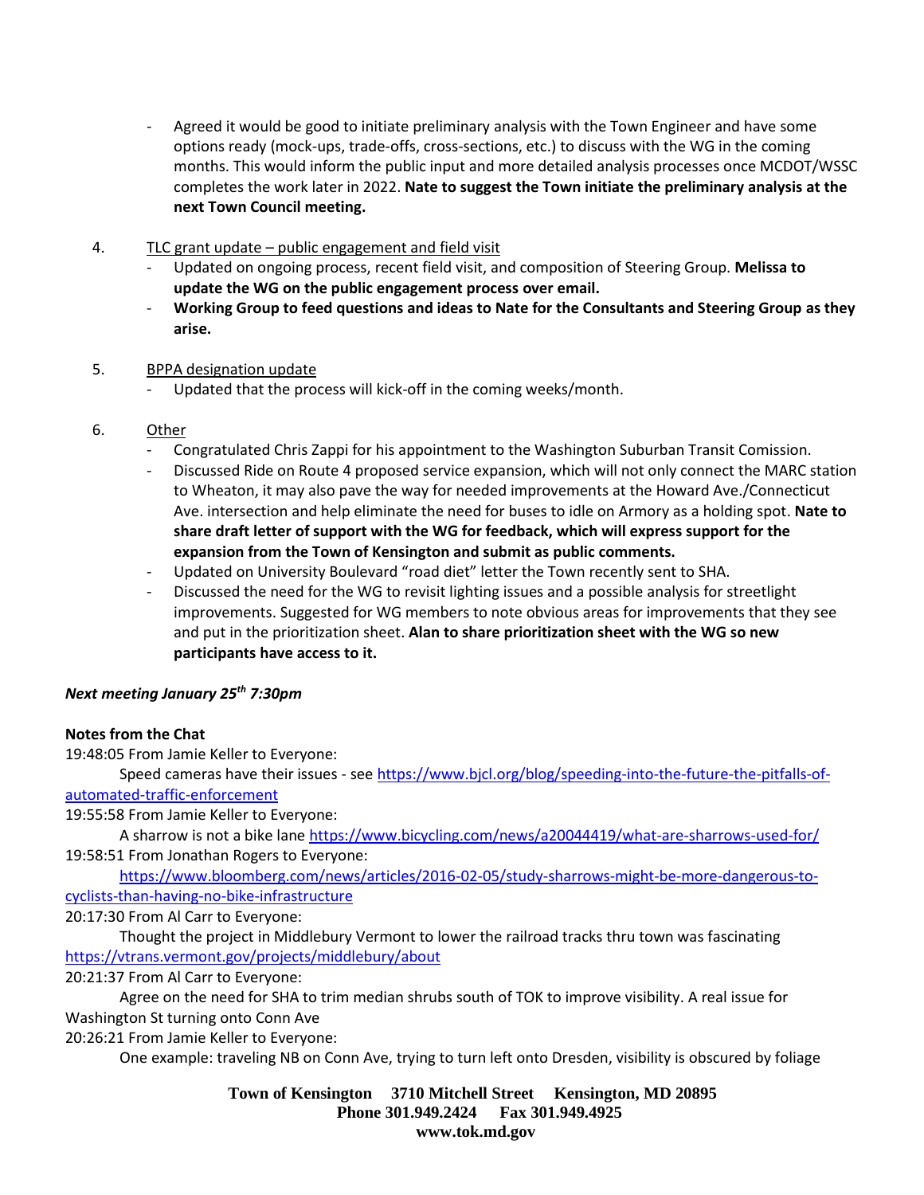- Agreed it would be good to initiate preliminary analysis with the Town Engineer and have some options ready (mock-ups, trade-offs, cross-sections, etc.) to discuss with the WG in the coming months. This would inform the public input and more detailed analysis processes once MCDOT/WSSC completes the work later in 2022. **Nate to suggest the Town initiate the preliminary analysis at the next Town Council meeting.**

4. TLC grant update – public engagement and field visit
   - Updated on ongoing process, recent field visit, and composition of Steering Group. **Melissa to update the WG on the public engagement process over email.**
   - **Working Group to feed questions and ideas to Nate for the Consultants and Steering Group as they arise.**

5. BPPA designation update
   - Updated that the process will kick-off in the coming weeks/month.

6. Other
   - Congratulated Chris Zappi for his appointment to the Washington Suburban Transit Comission.
   - Discussed Ride on Route 4 proposed service expansion, which will not only connect the MARC station to Wheaton, it may also pave the way for needed improvements at the Howard Ave./Connecticut Ave. intersection and help eliminate the need for buses to idle on Armory as a holding spot. **Nate to share draft letter of support with the WG for feedback, which will express support for the expansion from the Town of Kensington and submit as public comments.**
   - Updated on University Boulevard "road diet" letter the Town recently sent to SHA.
   - Discussed the need for the WG to revisit lighting issues and a possible analysis for streetlight improvements. Suggested for WG members to note obvious areas for improvements that they see and put in the prioritization sheet. **Alan to share prioritization sheet with the WG so new participants have access to it.**

***Next meeting January 25th 7:30pm***

**Notes from the Chat**

19:48:05 From Jamie Keller to Everyone:
Speed cameras have their issues - see https://www.bjcl.org/blog/speeding-into-the-future-the-pitfalls-of-automated-traffic-enforcement

19:55:58 From Jamie Keller to Everyone:
A sharrow is not a bike lane https://www.bicycling.com/news/a20044419/what-are-sharrows-used-for/

19:58:51 From Jonathan Rogers to Everyone:
https://www.bloomberg.com/news/articles/2016-02-05/study-sharrows-might-be-more-dangerous-to-cyclists-than-having-no-bike-infrastructure

20:17:30 From Al Carr to Everyone:
Thought the project in Middlebury Vermont to lower the railroad tracks thru town was fascinating https://vtrans.vermont.gov/projects/middlebury/about

20:21:37 From Al Carr to Everyone:
Agree on the need for SHA to trim median shrubs south of TOK to improve visibility. A real issue for Washington St turning onto Conn Ave

20:26:21 From Jamie Keller to Everyone:
One example: traveling NB on Conn Ave, trying to turn left onto Dresden, visibility is obscured by foliage